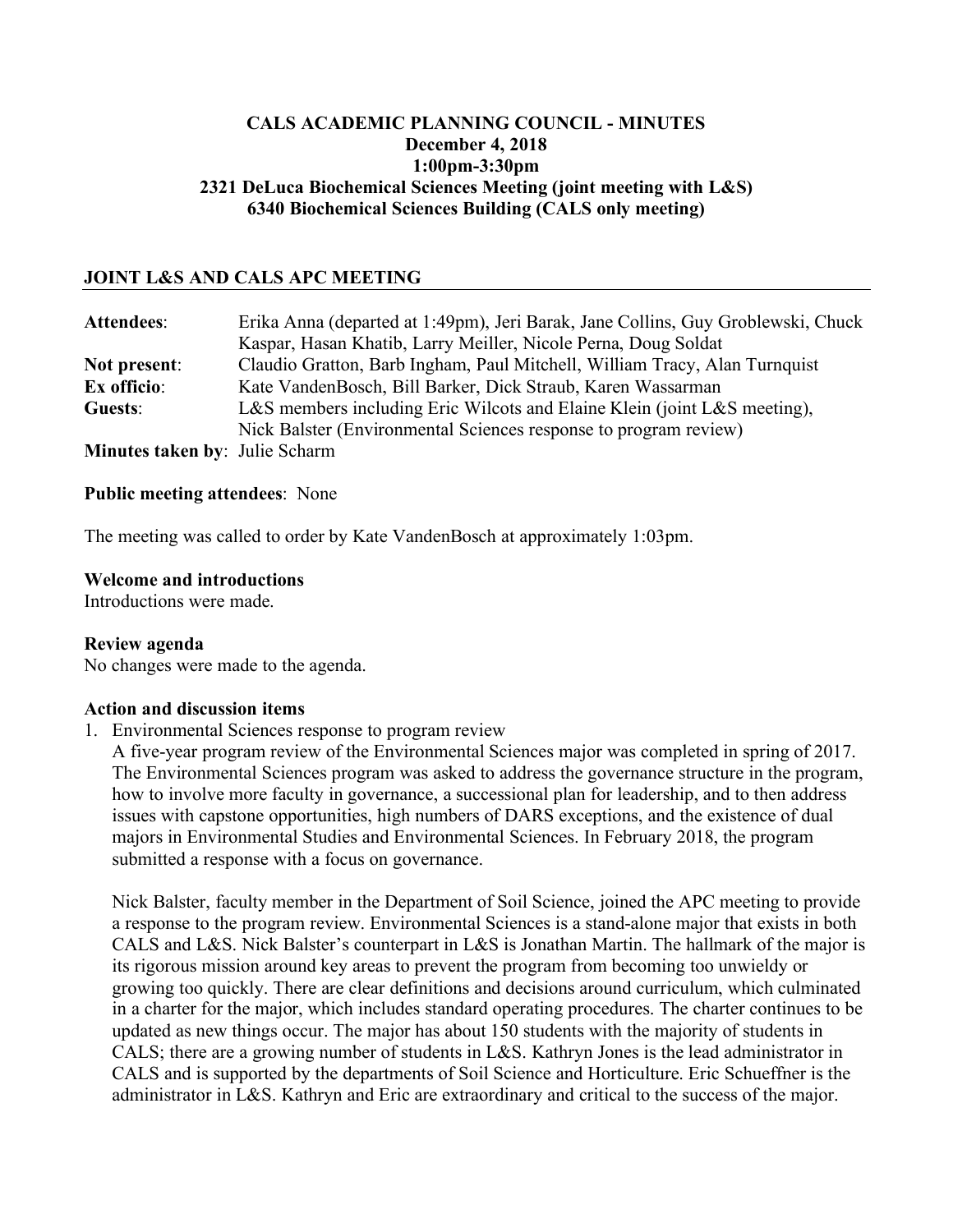**CALS ACADEMIC PLANNING COUNCIL - MINUTES**
**December 4, 2018**
**1:00pm-3:30pm**
**2321 DeLuca Biochemical Sciences Meeting (joint meeting with L&S)**
**6340 Biochemical Sciences Building (CALS only meeting)**

## JOINT L&S AND CALS APC MEETING

**Attendees**: Erika Anna (departed at 1:49pm), Jeri Barak, Jane Collins, Guy Groblewski, Chuck Kaspar, Hasan Khatib, Larry Meiller, Nicole Perna, Doug Soldat
**Not present**: Claudio Gratton, Barb Ingham, Paul Mitchell, William Tracy, Alan Turnquist
**Ex officio**: Kate VandenBosch, Bill Barker, Dick Straub, Karen Wassarman
**Guests**: L&S members including Eric Wilcots and Elaine Klein (joint L&S meeting), Nick Balster (Environmental Sciences response to program review)
**Minutes taken by**: Julie Scharm

**Public meeting attendees**: None

The meeting was called to order by Kate VandenBosch at approximately 1:03pm.

**Welcome and introductions**
Introductions were made.

**Review agenda**
No changes were made to the agenda.

**Action and discussion items**

1. Environmental Sciences response to program review

   A five-year program review of the Environmental Sciences major was completed in spring of 2017. The Environmental Sciences program was asked to address the governance structure in the program, how to involve more faculty in governance, a successional plan for leadership, and to then address issues with capstone opportunities, high numbers of DARS exceptions, and the existence of dual majors in Environmental Studies and Environmental Sciences. In February 2018, the program submitted a response with a focus on governance.

   Nick Balster, faculty member in the Department of Soil Science, joined the APC meeting to provide a response to the program review. Environmental Sciences is a stand-alone major that exists in both CALS and L&S. Nick Balster's counterpart in L&S is Jonathan Martin. The hallmark of the major is its rigorous mission around key areas to prevent the program from becoming too unwieldy or growing too quickly. There are clear definitions and decisions around curriculum, which culminated in a charter for the major, which includes standard operating procedures. The charter continues to be updated as new things occur. The major has about 150 students with the majority of students in CALS; there are a growing number of students in L&S. Kathryn Jones is the lead administrator in CALS and is supported by the departments of Soil Science and Horticulture. Eric Schueffner is the administrator in L&S. Kathryn and Eric are extraordinary and critical to the success of the major.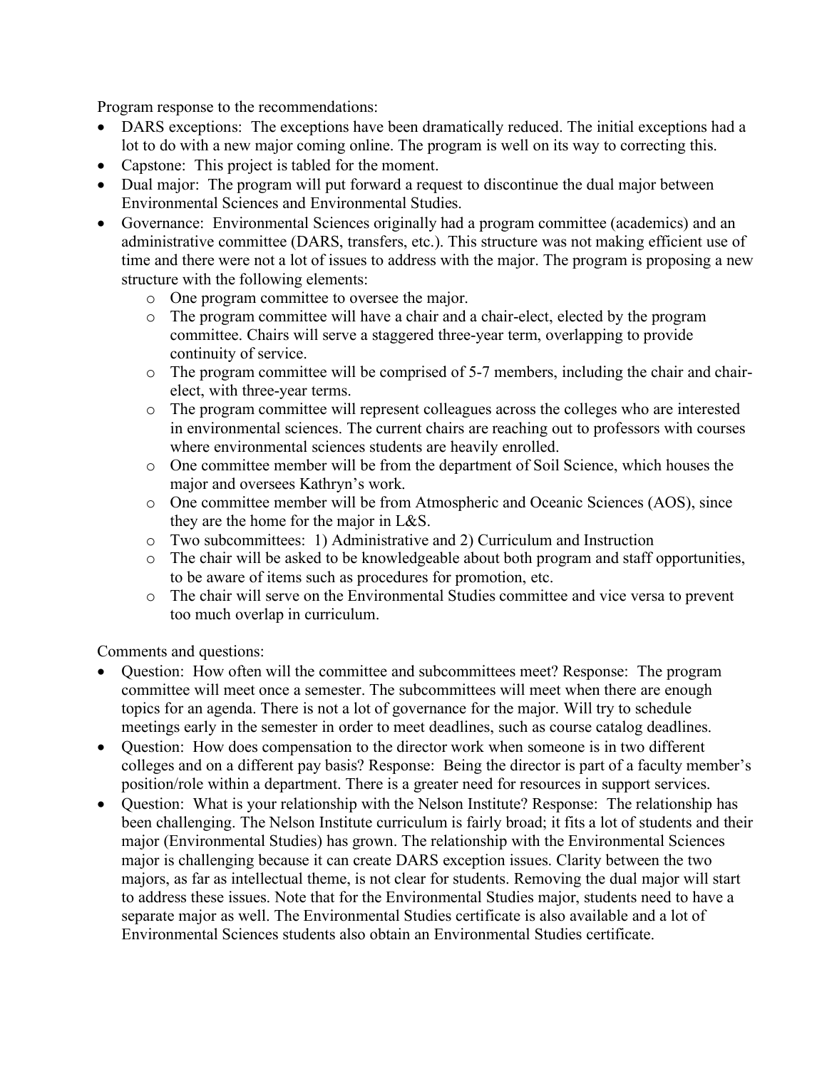Program response to the recommendations:

- DARS exceptions: The exceptions have been dramatically reduced. The initial exceptions had a lot to do with a new major coming online. The program is well on its way to correcting this.
- Capstone: This project is tabled for the moment.
- Dual major: The program will put forward a request to discontinue the dual major between Environmental Sciences and Environmental Studies.
- Governance: Environmental Sciences originally had a program committee (academics) and an administrative committee (DARS, transfers, etc.). This structure was not making efficient use of time and there were not a lot of issues to address with the major. The program is proposing a new structure with the following elements:
  - One program committee to oversee the major.
  - The program committee will have a chair and a chair-elect, elected by the program committee. Chairs will serve a staggered three-year term, overlapping to provide continuity of service.
  - The program committee will be comprised of 5-7 members, including the chair and chair-elect, with three-year terms.
  - The program committee will represent colleagues across the colleges who are interested in environmental sciences. The current chairs are reaching out to professors with courses where environmental sciences students are heavily enrolled.
  - One committee member will be from the department of Soil Science, which houses the major and oversees Kathryn's work.
  - One committee member will be from Atmospheric and Oceanic Sciences (AOS), since they are the home for the major in L&S.
  - Two subcommittees: 1) Administrative and 2) Curriculum and Instruction
  - The chair will be asked to be knowledgeable about both program and staff opportunities, to be aware of items such as procedures for promotion, etc.
  - The chair will serve on the Environmental Studies committee and vice versa to prevent too much overlap in curriculum.

Comments and questions:

- Question: How often will the committee and subcommittees meet? Response: The program committee will meet once a semester. The subcommittees will meet when there are enough topics for an agenda. There is not a lot of governance for the major. Will try to schedule meetings early in the semester in order to meet deadlines, such as course catalog deadlines.
- Question: How does compensation to the director work when someone is in two different colleges and on a different pay basis? Response: Being the director is part of a faculty member's position/role within a department. There is a greater need for resources in support services.
- Question: What is your relationship with the Nelson Institute? Response: The relationship has been challenging. The Nelson Institute curriculum is fairly broad; it fits a lot of students and their major (Environmental Studies) has grown. The relationship with the Environmental Sciences major is challenging because it can create DARS exception issues. Clarity between the two majors, as far as intellectual theme, is not clear for students. Removing the dual major will start to address these issues. Note that for the Environmental Studies major, students need to have a separate major as well. The Environmental Studies certificate is also available and a lot of Environmental Sciences students also obtain an Environmental Studies certificate.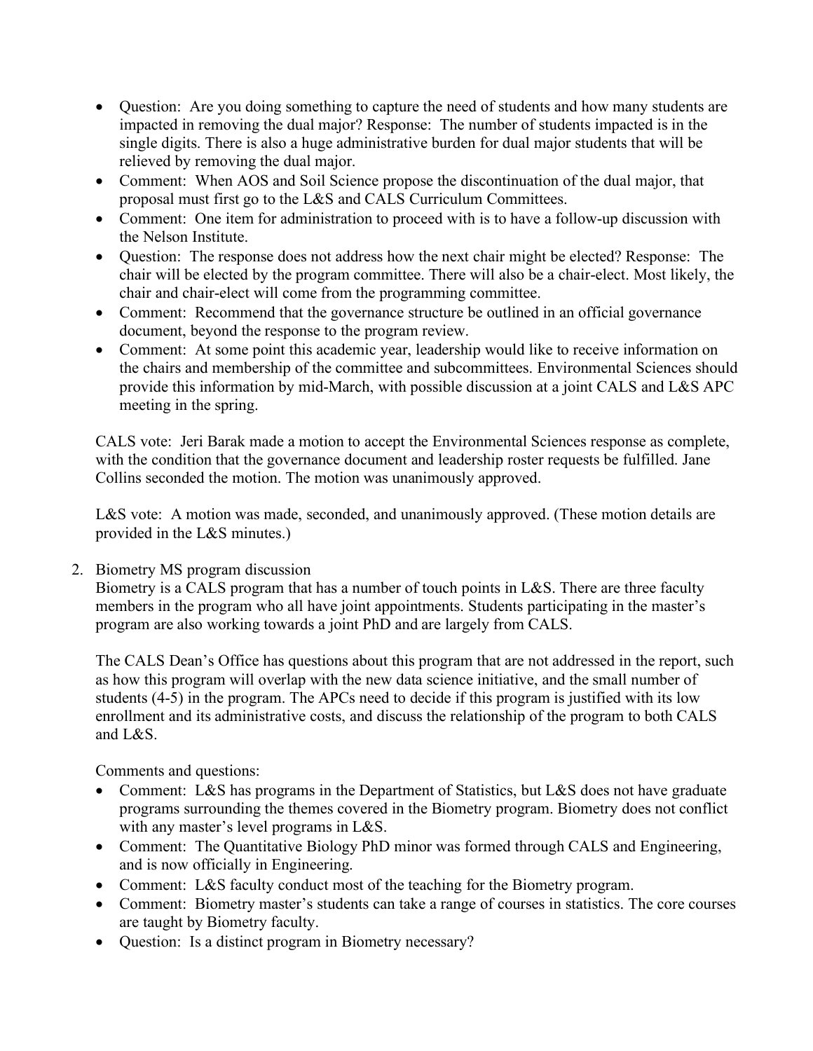- Question: Are you doing something to capture the need of students and how many students are impacted in removing the dual major? Response: The number of students impacted is in the single digits. There is also a huge administrative burden for dual major students that will be relieved by removing the dual major.
- Comment: When AOS and Soil Science propose the discontinuation of the dual major, that proposal must first go to the L&S and CALS Curriculum Committees.
- Comment: One item for administration to proceed with is to have a follow-up discussion with the Nelson Institute.
- Question: The response does not address how the next chair might be elected? Response: The chair will be elected by the program committee. There will also be a chair-elect. Most likely, the chair and chair-elect will come from the programming committee.
- Comment: Recommend that the governance structure be outlined in an official governance document, beyond the response to the program review.
- Comment: At some point this academic year, leadership would like to receive information on the chairs and membership of the committee and subcommittees. Environmental Sciences should provide this information by mid-March, with possible discussion at a joint CALS and L&S APC meeting in the spring.

CALS vote: Jeri Barak made a motion to accept the Environmental Sciences response as complete, with the condition that the governance document and leadership roster requests be fulfilled. Jane Collins seconded the motion. The motion was unanimously approved.

L&S vote: A motion was made, seconded, and unanimously approved. (These motion details are provided in the L&S minutes.)

2. Biometry MS program discussion

   Biometry is a CALS program that has a number of touch points in L&S. There are three faculty members in the program who all have joint appointments. Students participating in the master's program are also working towards a joint PhD and are largely from CALS.

   The CALS Dean's Office has questions about this program that are not addressed in the report, such as how this program will overlap with the new data science initiative, and the small number of students (4-5) in the program. The APCs need to decide if this program is justified with its low enrollment and its administrative costs, and discuss the relationship of the program to both CALS and L&S.

   Comments and questions:

   - Comment: L&S has programs in the Department of Statistics, but L&S does not have graduate programs surrounding the themes covered in the Biometry program. Biometry does not conflict with any master's level programs in L&S.
   - Comment: The Quantitative Biology PhD minor was formed through CALS and Engineering, and is now officially in Engineering.
   - Comment: L&S faculty conduct most of the teaching for the Biometry program.
   - Comment: Biometry master's students can take a range of courses in statistics. The core courses are taught by Biometry faculty.
   - Question: Is a distinct program in Biometry necessary?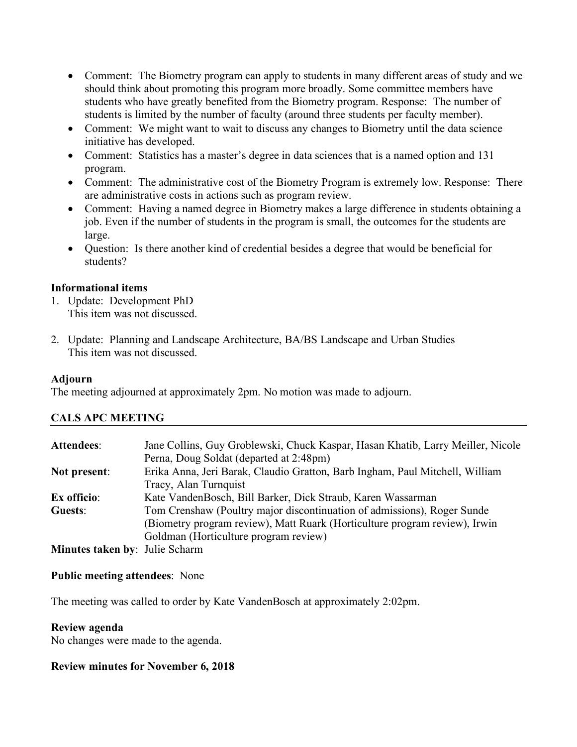- Comment: The Biometry program can apply to students in many different areas of study and we should think about promoting this program more broadly. Some committee members have students who have greatly benefited from the Biometry program. Response: The number of students is limited by the number of faculty (around three students per faculty member).
- Comment: We might want to wait to discuss any changes to Biometry until the data science initiative has developed.
- Comment: Statistics has a master's degree in data sciences that is a named option and 131 program.
- Comment: The administrative cost of the Biometry Program is extremely low. Response: There are administrative costs in actions such as program review.
- Comment: Having a named degree in Biometry makes a large difference in students obtaining a job. Even if the number of students in the program is small, the outcomes for the students are large.
- Question: Is there another kind of credential besides a degree that would be beneficial for students?

**Informational items**

1. Update: Development PhD
   This item was not discussed.

2. Update: Planning and Landscape Architecture, BA/BS Landscape and Urban Studies
   This item was not discussed.

**Adjourn**

The meeting adjourned at approximately 2pm. No motion was made to adjourn.

## CALS APC MEETING

**Attendees**: Jane Collins, Guy Groblewski, Chuck Kaspar, Hasan Khatib, Larry Meiller, Nicole Perna, Doug Soldat (departed at 2:48pm)

**Not present**: Erika Anna, Jeri Barak, Claudio Gratton, Barb Ingham, Paul Mitchell, William Tracy, Alan Turnquist

**Ex officio**: Kate VandenBosch, Bill Barker, Dick Straub, Karen Wassarman

**Guests**: Tom Crenshaw (Poultry major discontinuation of admissions), Roger Sunde (Biometry program review), Matt Ruark (Horticulture program review), Irwin Goldman (Horticulture program review)

**Minutes taken by**: Julie Scharm

**Public meeting attendees**: None

The meeting was called to order by Kate VandenBosch at approximately 2:02pm.

**Review agenda**

No changes were made to the agenda.

**Review minutes for November 6, 2018**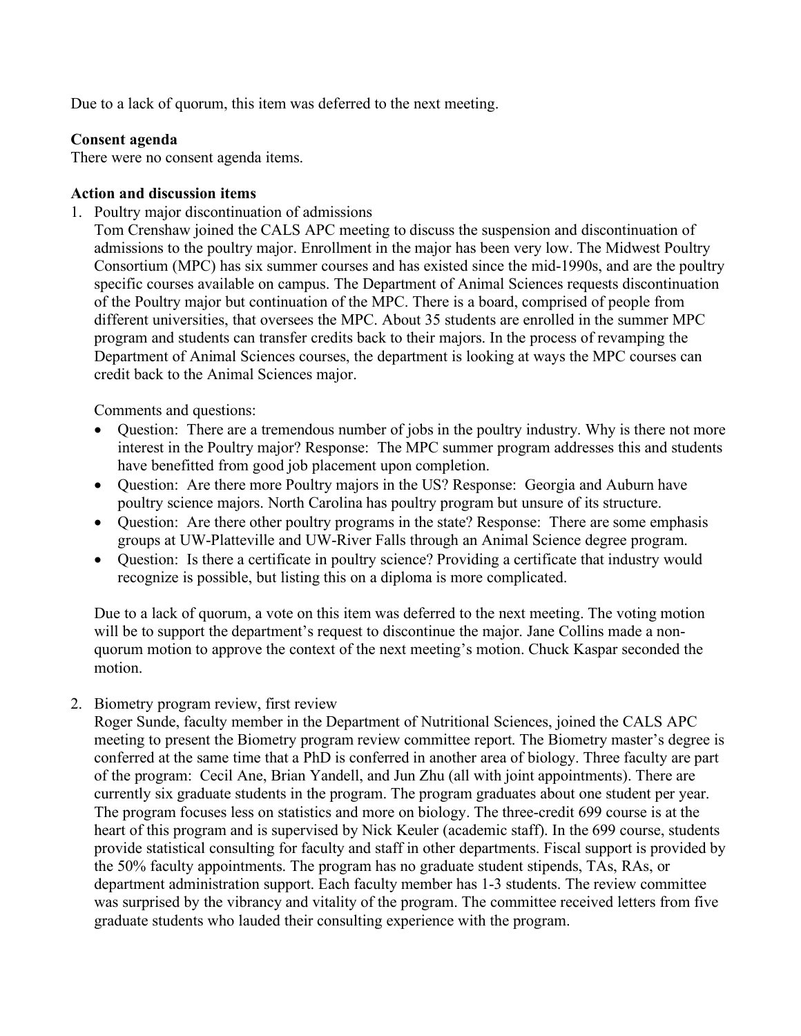Due to a lack of quorum, this item was deferred to the next meeting.

**Consent agenda**
There were no consent agenda items.

**Action and discussion items**

1. Poultry major discontinuation of admissions
   Tom Crenshaw joined the CALS APC meeting to discuss the suspension and discontinuation of admissions to the poultry major. Enrollment in the major has been very low. The Midwest Poultry Consortium (MPC) has six summer courses and has existed since the mid-1990s, and are the poultry specific courses available on campus. The Department of Animal Sciences requests discontinuation of the Poultry major but continuation of the MPC. There is a board, comprised of people from different universities, that oversees the MPC. About 35 students are enrolled in the summer MPC program and students can transfer credits back to their majors. In the process of revamping the Department of Animal Sciences courses, the department is looking at ways the MPC courses can credit back to the Animal Sciences major.

   Comments and questions:
   - Question: There are a tremendous number of jobs in the poultry industry. Why is there not more interest in the Poultry major? Response: The MPC summer program addresses this and students have benefitted from good job placement upon completion.
   - Question: Are there more Poultry majors in the US? Response: Georgia and Auburn have poultry science majors. North Carolina has poultry program but unsure of its structure.
   - Question: Are there other poultry programs in the state? Response: There are some emphasis groups at UW-Platteville and UW-River Falls through an Animal Science degree program.
   - Question: Is there a certificate in poultry science? Providing a certificate that industry would recognize is possible, but listing this on a diploma is more complicated.

   Due to a lack of quorum, a vote on this item was deferred to the next meeting. The voting motion will be to support the department's request to discontinue the major. Jane Collins made a non-quorum motion to approve the context of the next meeting's motion. Chuck Kaspar seconded the motion.

2. Biometry program review, first review
   Roger Sunde, faculty member in the Department of Nutritional Sciences, joined the CALS APC meeting to present the Biometry program review committee report. The Biometry master's degree is conferred at the same time that a PhD is conferred in another area of biology. Three faculty are part of the program: Cecil Ane, Brian Yandell, and Jun Zhu (all with joint appointments). There are currently six graduate students in the program. The program graduates about one student per year. The program focuses less on statistics and more on biology. The three-credit 699 course is at the heart of this program and is supervised by Nick Keuler (academic staff). In the 699 course, students provide statistical consulting for faculty and staff in other departments. Fiscal support is provided by the 50% faculty appointments. The program has no graduate student stipends, TAs, RAs, or department administration support. Each faculty member has 1-3 students. The review committee was surprised by the vibrancy and vitality of the program. The committee received letters from five graduate students who lauded their consulting experience with the program.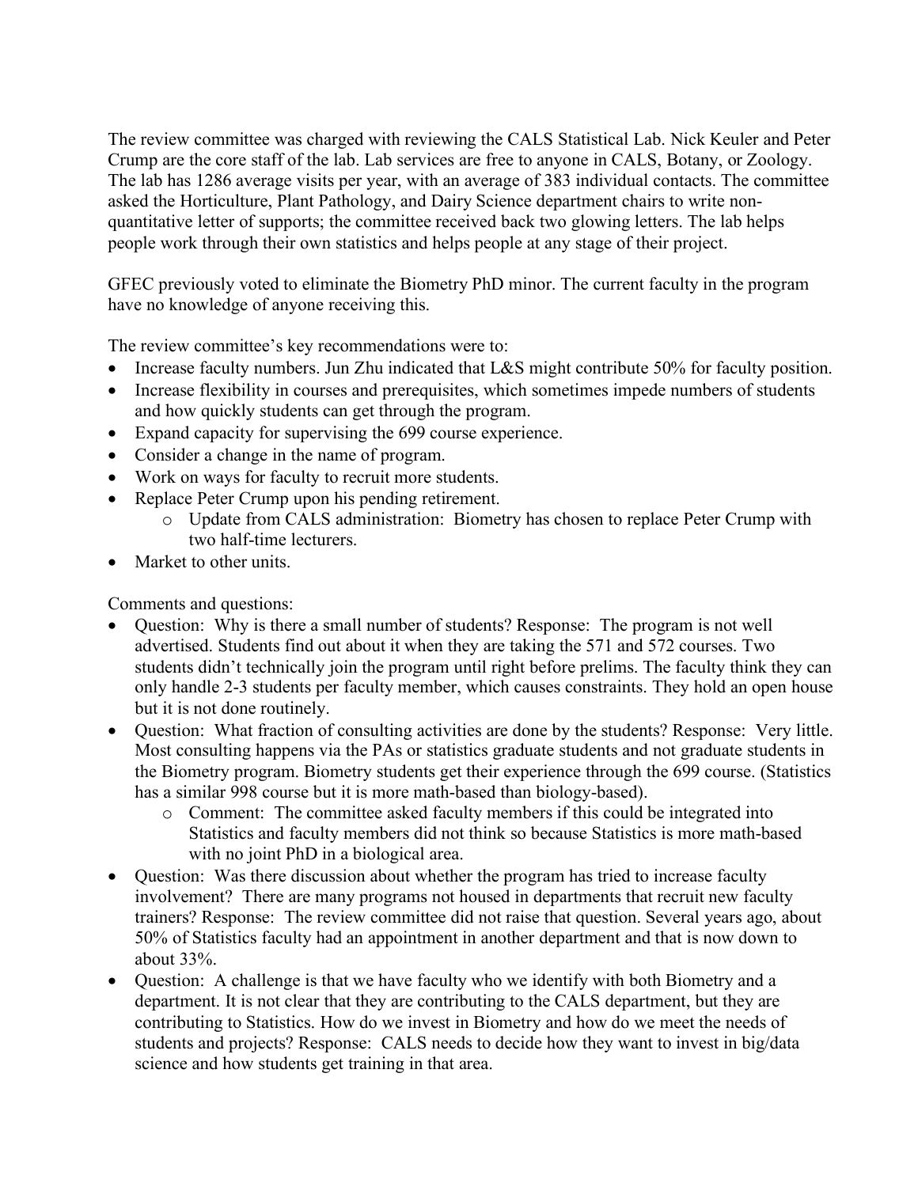The review committee was charged with reviewing the CALS Statistical Lab. Nick Keuler and Peter Crump are the core staff of the lab. Lab services are free to anyone in CALS, Botany, or Zoology. The lab has 1286 average visits per year, with an average of 383 individual contacts. The committee asked the Horticulture, Plant Pathology, and Dairy Science department chairs to write non-quantitative letter of supports; the committee received back two glowing letters. The lab helps people work through their own statistics and helps people at any stage of their project.

GFEC previously voted to eliminate the Biometry PhD minor. The current faculty in the program have no knowledge of anyone receiving this.

The review committee's key recommendations were to:

- Increase faculty numbers. Jun Zhu indicated that L&S might contribute 50% for faculty position.
- Increase flexibility in courses and prerequisites, which sometimes impede numbers of students and how quickly students can get through the program.
- Expand capacity for supervising the 699 course experience.
- Consider a change in the name of program.
- Work on ways for faculty to recruit more students.
- Replace Peter Crump upon his pending retirement.
    - Update from CALS administration: Biometry has chosen to replace Peter Crump with two half-time lecturers.
- Market to other units.

Comments and questions:

- Question: Why is there a small number of students? Response: The program is not well advertised. Students find out about it when they are taking the 571 and 572 courses. Two students didn't technically join the program until right before prelims. The faculty think they can only handle 2-3 students per faculty member, which causes constraints. They hold an open house but it is not done routinely.
- Question: What fraction of consulting activities are done by the students? Response: Very little. Most consulting happens via the PAs or statistics graduate students and not graduate students in the Biometry program. Biometry students get their experience through the 699 course. (Statistics has a similar 998 course but it is more math-based than biology-based).
    - Comment: The committee asked faculty members if this could be integrated into Statistics and faculty members did not think so because Statistics is more math-based with no joint PhD in a biological area.
- Question: Was there discussion about whether the program has tried to increase faculty involvement? There are many programs not housed in departments that recruit new faculty trainers? Response: The review committee did not raise that question. Several years ago, about 50% of Statistics faculty had an appointment in another department and that is now down to about 33%.
- Question: A challenge is that we have faculty who we identify with both Biometry and a department. It is not clear that they are contributing to the CALS department, but they are contributing to Statistics. How do we invest in Biometry and how do we meet the needs of students and projects? Response: CALS needs to decide how they want to invest in big/data science and how students get training in that area.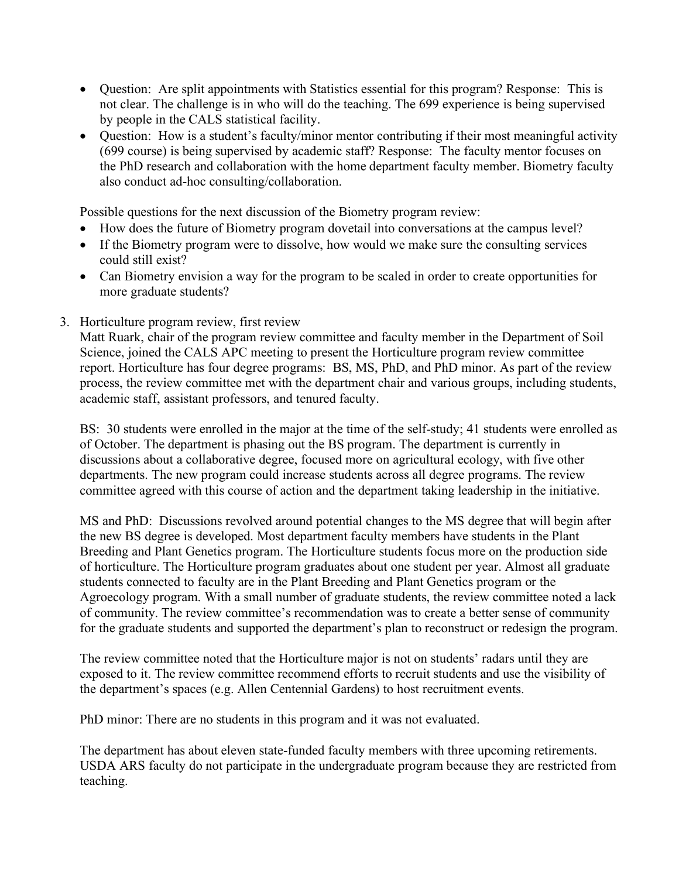- Question: Are split appointments with Statistics essential for this program? Response: This is not clear. The challenge is in who will do the teaching. The 699 experience is being supervised by people in the CALS statistical facility.
- Question: How is a student's faculty/minor mentor contributing if their most meaningful activity (699 course) is being supervised by academic staff? Response: The faculty mentor focuses on the PhD research and collaboration with the home department faculty member. Biometry faculty also conduct ad-hoc consulting/collaboration.

Possible questions for the next discussion of the Biometry program review:

- How does the future of Biometry program dovetail into conversations at the campus level?
- If the Biometry program were to dissolve, how would we make sure the consulting services could still exist?
- Can Biometry envision a way for the program to be scaled in order to create opportunities for more graduate students?

3. Horticulture program review, first review

Matt Ruark, chair of the program review committee and faculty member in the Department of Soil Science, joined the CALS APC meeting to present the Horticulture program review committee report. Horticulture has four degree programs: BS, MS, PhD, and PhD minor. As part of the review process, the review committee met with the department chair and various groups, including students, academic staff, assistant professors, and tenured faculty.

BS: 30 students were enrolled in the major at the time of the self-study; 41 students were enrolled as of October. The department is phasing out the BS program. The department is currently in discussions about a collaborative degree, focused more on agricultural ecology, with five other departments. The new program could increase students across all degree programs. The review committee agreed with this course of action and the department taking leadership in the initiative.

MS and PhD: Discussions revolved around potential changes to the MS degree that will begin after the new BS degree is developed. Most department faculty members have students in the Plant Breeding and Plant Genetics program. The Horticulture students focus more on the production side of horticulture. The Horticulture program graduates about one student per year. Almost all graduate students connected to faculty are in the Plant Breeding and Plant Genetics program or the Agroecology program. With a small number of graduate students, the review committee noted a lack of community. The review committee's recommendation was to create a better sense of community for the graduate students and supported the department's plan to reconstruct or redesign the program.

The review committee noted that the Horticulture major is not on students' radars until they are exposed to it. The review committee recommend efforts to recruit students and use the visibility of the department's spaces (e.g. Allen Centennial Gardens) to host recruitment events.

PhD minor: There are no students in this program and it was not evaluated.

The department has about eleven state-funded faculty members with three upcoming retirements. USDA ARS faculty do not participate in the undergraduate program because they are restricted from teaching.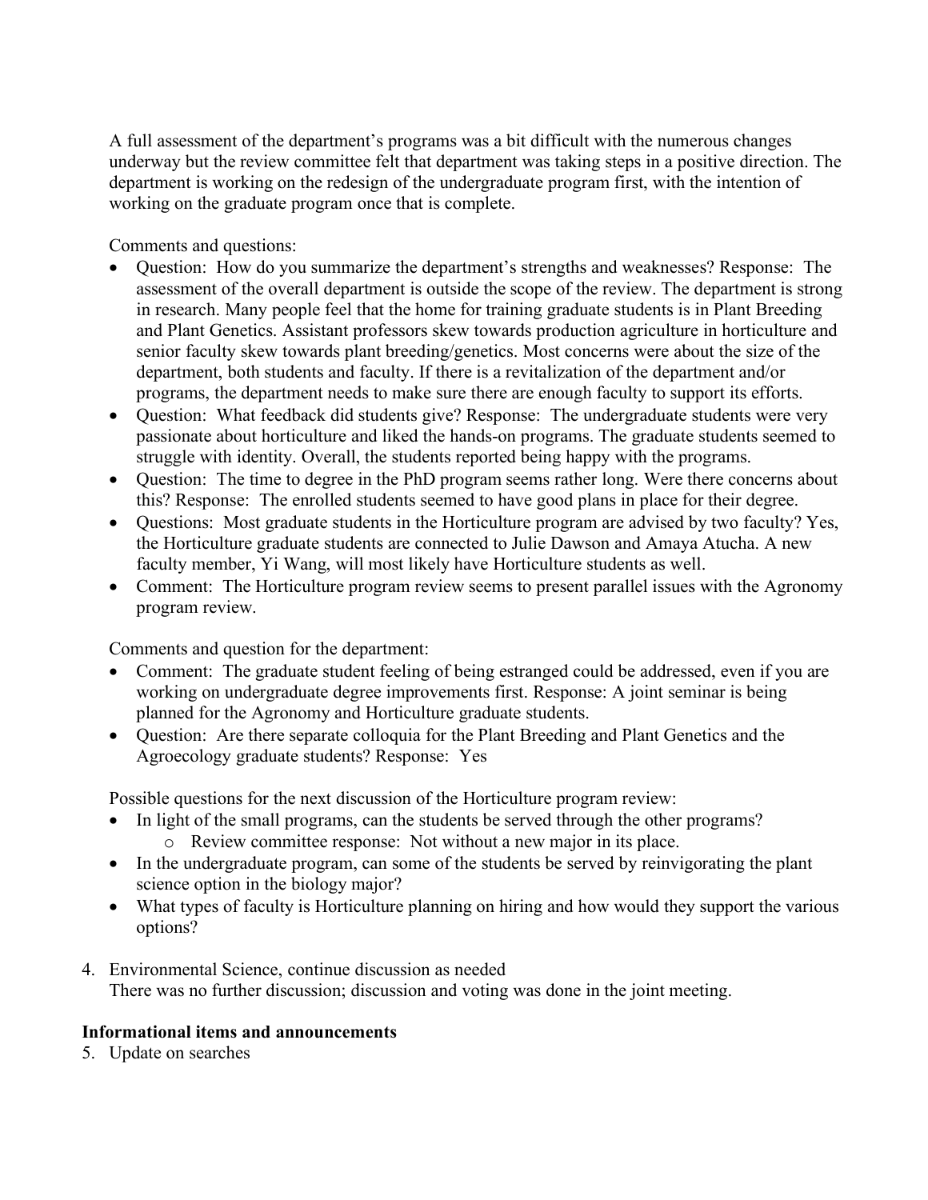A full assessment of the department's programs was a bit difficult with the numerous changes underway but the review committee felt that department was taking steps in a positive direction. The department is working on the redesign of the undergraduate program first, with the intention of working on the graduate program once that is complete.

Comments and questions:

- Question: How do you summarize the department's strengths and weaknesses? Response: The assessment of the overall department is outside the scope of the review. The department is strong in research. Many people feel that the home for training graduate students is in Plant Breeding and Plant Genetics. Assistant professors skew towards production agriculture in horticulture and senior faculty skew towards plant breeding/genetics. Most concerns were about the size of the department, both students and faculty. If there is a revitalization of the department and/or programs, the department needs to make sure there are enough faculty to support its efforts.
- Question: What feedback did students give? Response: The undergraduate students were very passionate about horticulture and liked the hands-on programs. The graduate students seemed to struggle with identity. Overall, the students reported being happy with the programs.
- Question: The time to degree in the PhD program seems rather long. Were there concerns about this? Response: The enrolled students seemed to have good plans in place for their degree.
- Questions: Most graduate students in the Horticulture program are advised by two faculty? Yes, the Horticulture graduate students are connected to Julie Dawson and Amaya Atucha. A new faculty member, Yi Wang, will most likely have Horticulture students as well.
- Comment: The Horticulture program review seems to present parallel issues with the Agronomy program review.

Comments and question for the department:

- Comment: The graduate student feeling of being estranged could be addressed, even if you are working on undergraduate degree improvements first. Response: A joint seminar is being planned for the Agronomy and Horticulture graduate students.
- Question: Are there separate colloquia for the Plant Breeding and Plant Genetics and the Agroecology graduate students? Response: Yes

Possible questions for the next discussion of the Horticulture program review:

- In light of the small programs, can the students be served through the other programs?
  - Review committee response: Not without a new major in its place.
- In the undergraduate program, can some of the students be served by reinvigorating the plant science option in the biology major?
- What types of faculty is Horticulture planning on hiring and how would they support the various options?

4. Environmental Science, continue discussion as needed
   There was no further discussion; discussion and voting was done in the joint meeting.

**Informational items and announcements**

5. Update on searches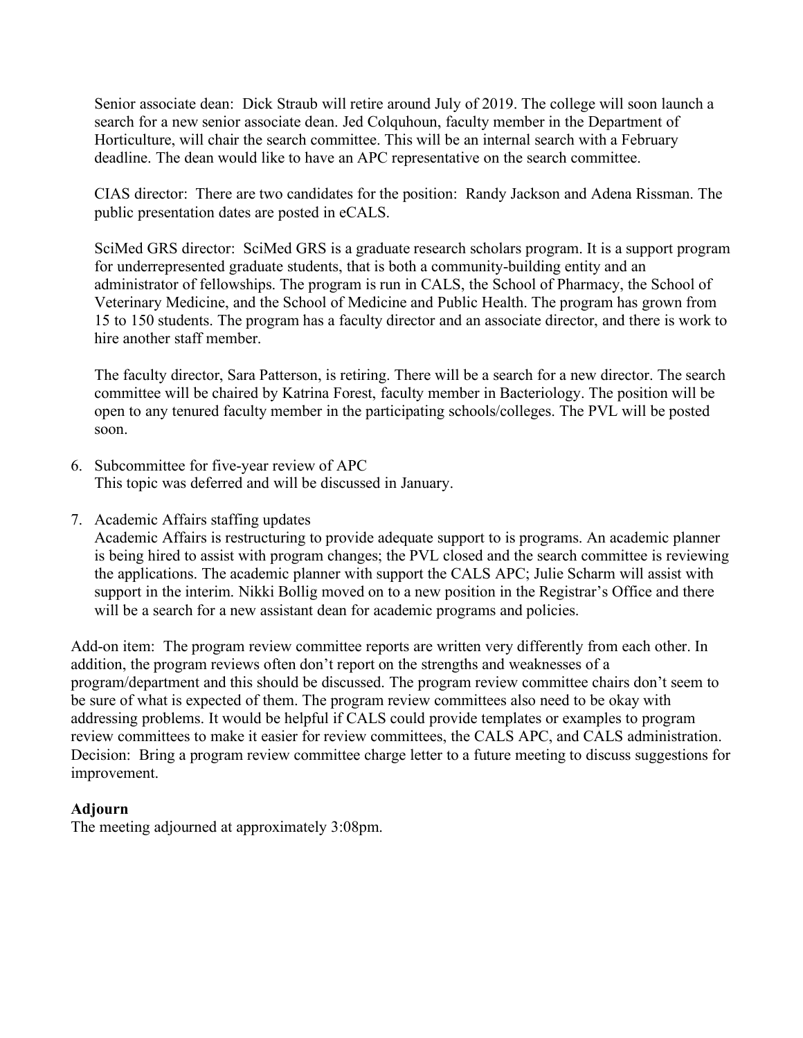Senior associate dean: Dick Straub will retire around July of 2019. The college will soon launch a search for a new senior associate dean. Jed Colquhoun, faculty member in the Department of Horticulture, will chair the search committee. This will be an internal search with a February deadline. The dean would like to have an APC representative on the search committee.

CIAS director: There are two candidates for the position: Randy Jackson and Adena Rissman. The public presentation dates are posted in eCALS.

SciMed GRS director: SciMed GRS is a graduate research scholars program. It is a support program for underrepresented graduate students, that is both a community-building entity and an administrator of fellowships. The program is run in CALS, the School of Pharmacy, the School of Veterinary Medicine, and the School of Medicine and Public Health. The program has grown from 15 to 150 students. The program has a faculty director and an associate director, and there is work to hire another staff member.

The faculty director, Sara Patterson, is retiring. There will be a search for a new director. The search committee will be chaired by Katrina Forest, faculty member in Bacteriology. The position will be open to any tenured faculty member in the participating schools/colleges. The PVL will be posted soon.

6. Subcommittee for five-year review of APC
   This topic was deferred and will be discussed in January.

7. Academic Affairs staffing updates
   Academic Affairs is restructuring to provide adequate support to is programs. An academic planner is being hired to assist with program changes; the PVL closed and the search committee is reviewing the applications. The academic planner with support the CALS APC; Julie Scharm will assist with support in the interim. Nikki Bollig moved on to a new position in the Registrar's Office and there will be a search for a new assistant dean for academic programs and policies.

Add-on item: The program review committee reports are written very differently from each other. In addition, the program reviews often don't report on the strengths and weaknesses of a program/department and this should be discussed. The program review committee chairs don't seem to be sure of what is expected of them. The program review committees also need to be okay with addressing problems. It would be helpful if CALS could provide templates or examples to program review committees to make it easier for review committees, the CALS APC, and CALS administration. Decision: Bring a program review committee charge letter to a future meeting to discuss suggestions for improvement.

**Adjourn**

The meeting adjourned at approximately 3:08pm.